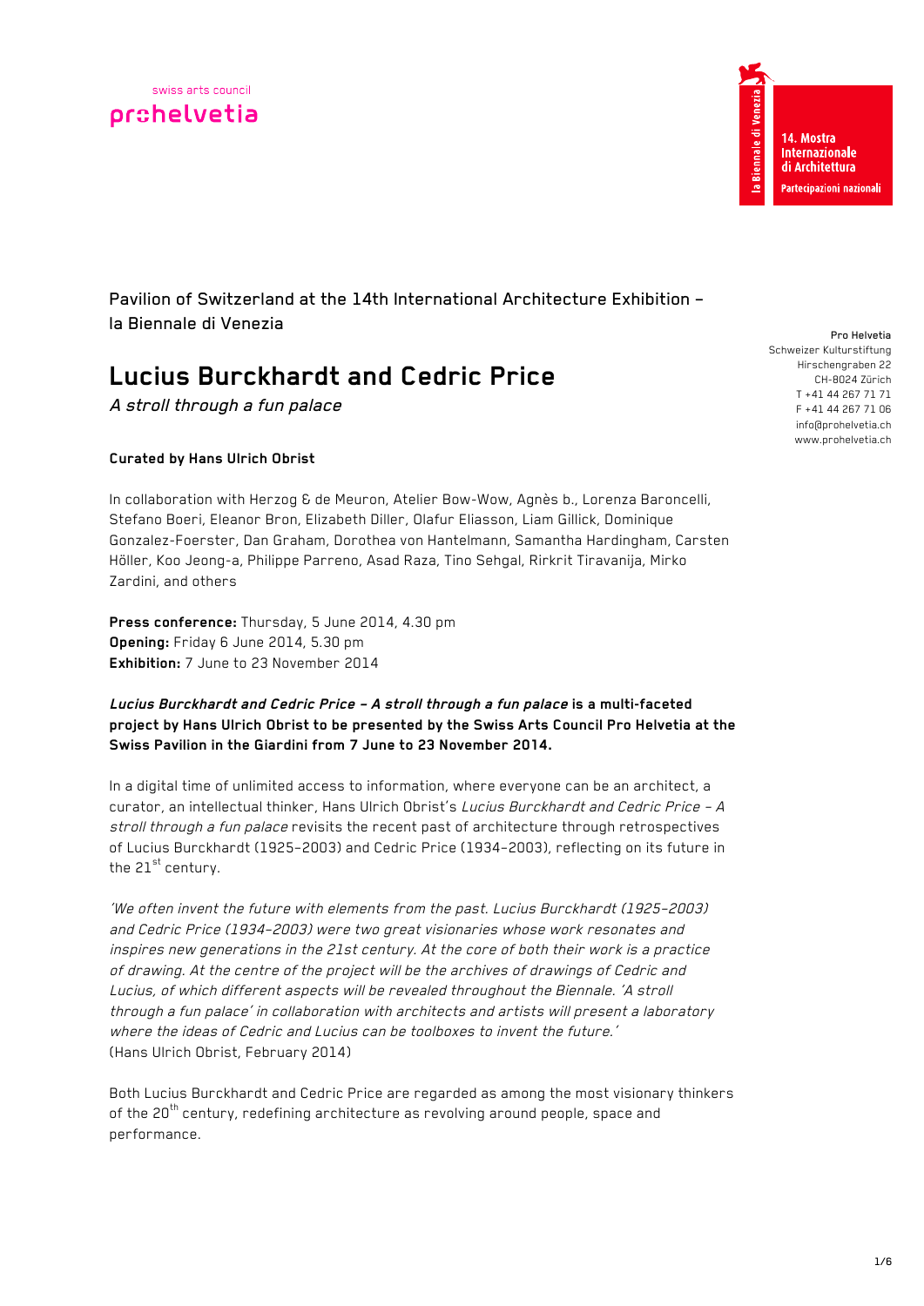swiss arts council
prohelvetia

la Biennale di Venezia
14. Mostra Internazionale di Architettura
Partecipazioni nazionali

Pavilion of Switzerland at the 14th International Architecture Exhibition – la Biennale di Venezia

Pro Helvetia
Schweizer Kulturstiftung
Hirschengraben 22
CH-8024 Zürich
T +41 44 267 71 71
F +41 44 267 71 06
info@prohelvetia.ch
www.prohelvetia.ch

# Lucius Burckhardt and Cedric Price

*A stroll through a fun palace*

**Curated by Hans Ulrich Obrist**

In collaboration with Herzog & de Meuron, Atelier Bow-Wow, Agnès b., Lorenza Baroncelli, Stefano Boeri, Eleanor Bron, Elizabeth Diller, Olafur Eliasson, Liam Gillick, Dominique Gonzalez-Foerster, Dan Graham, Dorothea von Hantelmann, Samantha Hardingham, Carsten Höller, Koo Jeong-a, Philippe Parreno, Asad Raza, Tino Sehgal, Rirkrit Tiravanija, Mirko Zardini, and others

**Press conference:** Thursday, 5 June 2014, 4.30 pm
**Opening:** Friday 6 June 2014, 5.30 pm
**Exhibition:** 7 June to 23 November 2014

***Lucius Burckhardt and Cedric Price – A stroll through a fun palace*** **is a multi-faceted project by Hans Ulrich Obrist to be presented by the Swiss Arts Council Pro Helvetia at the Swiss Pavilion in the Giardini from 7 June to 23 November 2014.**

In a digital time of unlimited access to information, where everyone can be an architect, a curator, an intellectual thinker, Hans Ulrich Obrist's *Lucius Burckhardt and Cedric Price – A stroll through a fun palace* revisits the recent past of architecture through retrospectives of Lucius Burckhardt (1925–2003) and Cedric Price (1934–2003), reflecting on its future in the 21st century.

*'We often invent the future with elements from the past. Lucius Burckhardt (1925–2003) and Cedric Price (1934–2003) were two great visionaries whose work resonates and inspires new generations in the 21st century. At the core of both their work is a practice of drawing. At the centre of the project will be the archives of drawings of Cedric and Lucius, of which different aspects will be revealed throughout the Biennale. 'A stroll through a fun palace' in collaboration with architects and artists will present a laboratory where the ideas of Cedric and Lucius can be toolboxes to invent the future.'*
(Hans Ulrich Obrist, February 2014)

Both Lucius Burckhardt and Cedric Price are regarded as among the most visionary thinkers of the 20th century, redefining architecture as revolving around people, space and performance.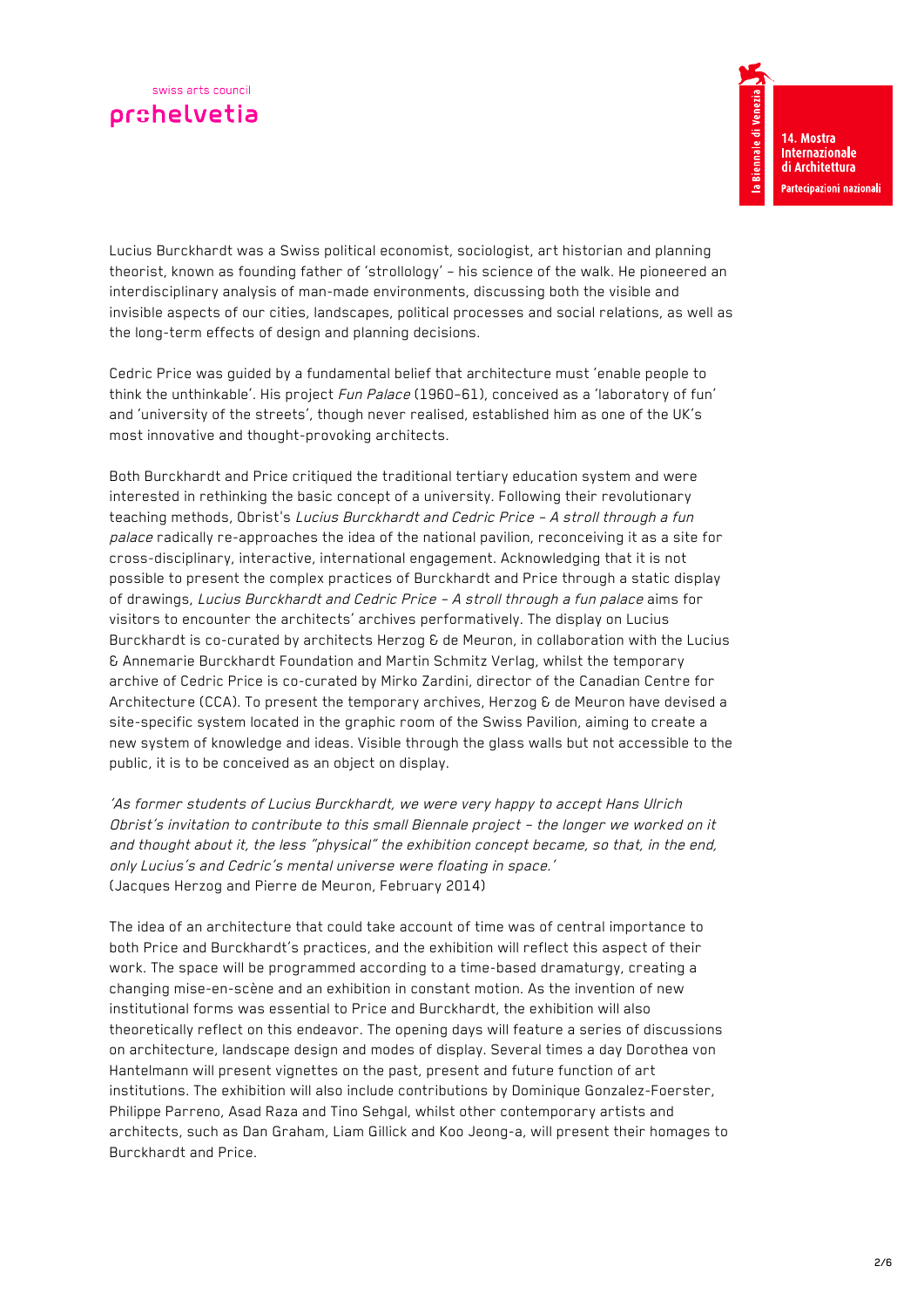Lucius Burckhardt was a Swiss political economist, sociologist, art historian and planning theorist, known as founding father of 'strollology' – his science of the walk. He pioneered an interdisciplinary analysis of man-made environments, discussing both the visible and invisible aspects of our cities, landscapes, political processes and social relations, as well as the long-term effects of design and planning decisions.

Cedric Price was guided by a fundamental belief that architecture must 'enable people to think the unthinkable'. His project *Fun Palace* (1960–61), conceived as a 'laboratory of fun' and 'university of the streets', though never realised, established him as one of the UK's most innovative and thought-provoking architects.

Both Burckhardt and Price critiqued the traditional tertiary education system and were interested in rethinking the basic concept of a university. Following their revolutionary teaching methods, Obrist's *Lucius Burckhardt and Cedric Price – A stroll through a fun palace* radically re-approaches the idea of the national pavilion, reconceiving it as a site for cross-disciplinary, interactive, international engagement. Acknowledging that it is not possible to present the complex practices of Burckhardt and Price through a static display of drawings, *Lucius Burckhardt and Cedric Price – A stroll through a fun palace* aims for visitors to encounter the architects' archives performatively. The display on Lucius Burckhardt is co-curated by architects Herzog & de Meuron, in collaboration with the Lucius & Annemarie Burckhardt Foundation and Martin Schmitz Verlag, whilst the temporary archive of Cedric Price is co-curated by Mirko Zardini, director of the Canadian Centre for Architecture (CCA). To present the temporary archives, Herzog & de Meuron have devised a site-specific system located in the graphic room of the Swiss Pavilion, aiming to create a new system of knowledge and ideas. Visible through the glass walls but not accessible to the public, it is to be conceived as an object on display.

*'As former students of Lucius Burckhardt, we were very happy to accept Hans Ulrich Obrist's invitation to contribute to this small Biennale project – the longer we worked on it and thought about it, the less "physical" the exhibition concept became, so that, in the end, only Lucius's and Cedric's mental universe were floating in space.'*
(Jacques Herzog and Pierre de Meuron, February 2014)

The idea of an architecture that could take account of time was of central importance to both Price and Burckhardt's practices, and the exhibition will reflect this aspect of their work. The space will be programmed according to a time-based dramaturgy, creating a changing mise-en-scène and an exhibition in constant motion. As the invention of new institutional forms was essential to Price and Burckhardt, the exhibition will also theoretically reflect on this endeavor. The opening days will feature a series of discussions on architecture, landscape design and modes of display. Several times a day Dorothea von Hantelmann will present vignettes on the past, present and future function of art institutions. The exhibition will also include contributions by Dominique Gonzalez-Foerster, Philippe Parreno, Asad Raza and Tino Sehgal, whilst other contemporary artists and architects, such as Dan Graham, Liam Gillick and Koo Jeong-a, will present their homages to Burckhardt and Price.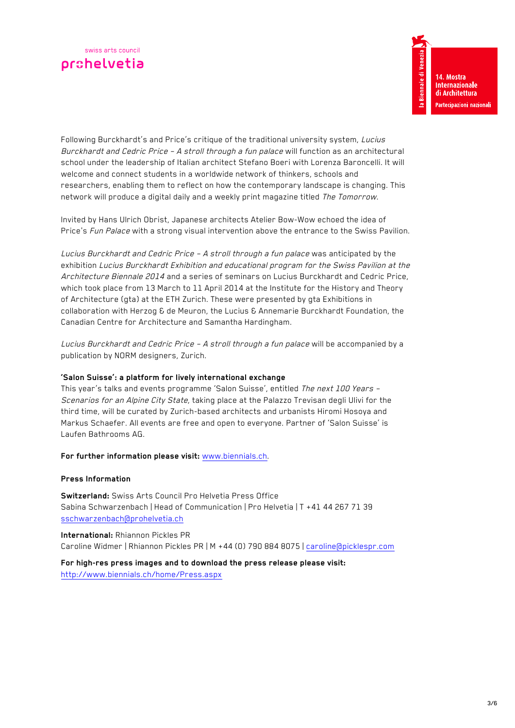Following Burckhardt's and Price's critique of the traditional university system, *Lucius Burckhardt and Cedric Price – A stroll through a fun palace* will function as an architectural school under the leadership of Italian architect Stefano Boeri with Lorenza Baroncelli. It will welcome and connect students in a worldwide network of thinkers, schools and researchers, enabling them to reflect on how the contemporary landscape is changing. This network will produce a digital daily and a weekly print magazine titled *The Tomorrow*.

Invited by Hans Ulrich Obrist, Japanese architects Atelier Bow-Wow echoed the idea of Price's *Fun Palace* with a strong visual intervention above the entrance to the Swiss Pavilion.

*Lucius Burckhardt and Cedric Price – A stroll through a fun palace* was anticipated by the exhibition *Lucius Burckhardt Exhibition and educational program for the Swiss Pavilion at the Architecture Biennale 2014* and a series of seminars on Lucius Burckhardt and Cedric Price, which took place from 13 March to 11 April 2014 at the Institute for the History and Theory of Architecture (gta) at the ETH Zurich. These were presented by gta Exhibitions in collaboration with Herzog & de Meuron, the Lucius & Annemarie Burckhardt Foundation, the Canadian Centre for Architecture and Samantha Hardingham.

*Lucius Burckhardt and Cedric Price – A stroll through a fun palace* will be accompanied by a publication by NORM designers, Zurich.

**'Salon Suisse': a platform for lively international exchange**

This year's talks and events programme 'Salon Suisse', entitled *The next 100 Years – Scenarios for an Alpine City State*, taking place at the Palazzo Trevisan degli Ulivi for the third time, will be curated by Zurich-based architects and urbanists Hiromi Hosoya and Markus Schaefer. All events are free and open to everyone. Partner of 'Salon Suisse' is Laufen Bathrooms AG.

**For further information please visit:** www.biennials.ch.

**Press Information**

**Switzerland:** Swiss Arts Council Pro Helvetia Press Office
Sabina Schwarzenbach | Head of Communication | Pro Helvetia | T +41 44 267 71 39
sschwarzenbach@prohelvetia.ch

**International:** Rhiannon Pickles PR
Caroline Widmer | Rhiannon Pickles PR | M +44 (0) 790 884 8075 | caroline@picklespr.com

**For high-res press images and to download the press release please visit:**
http://www.biennials.ch/home/Press.aspx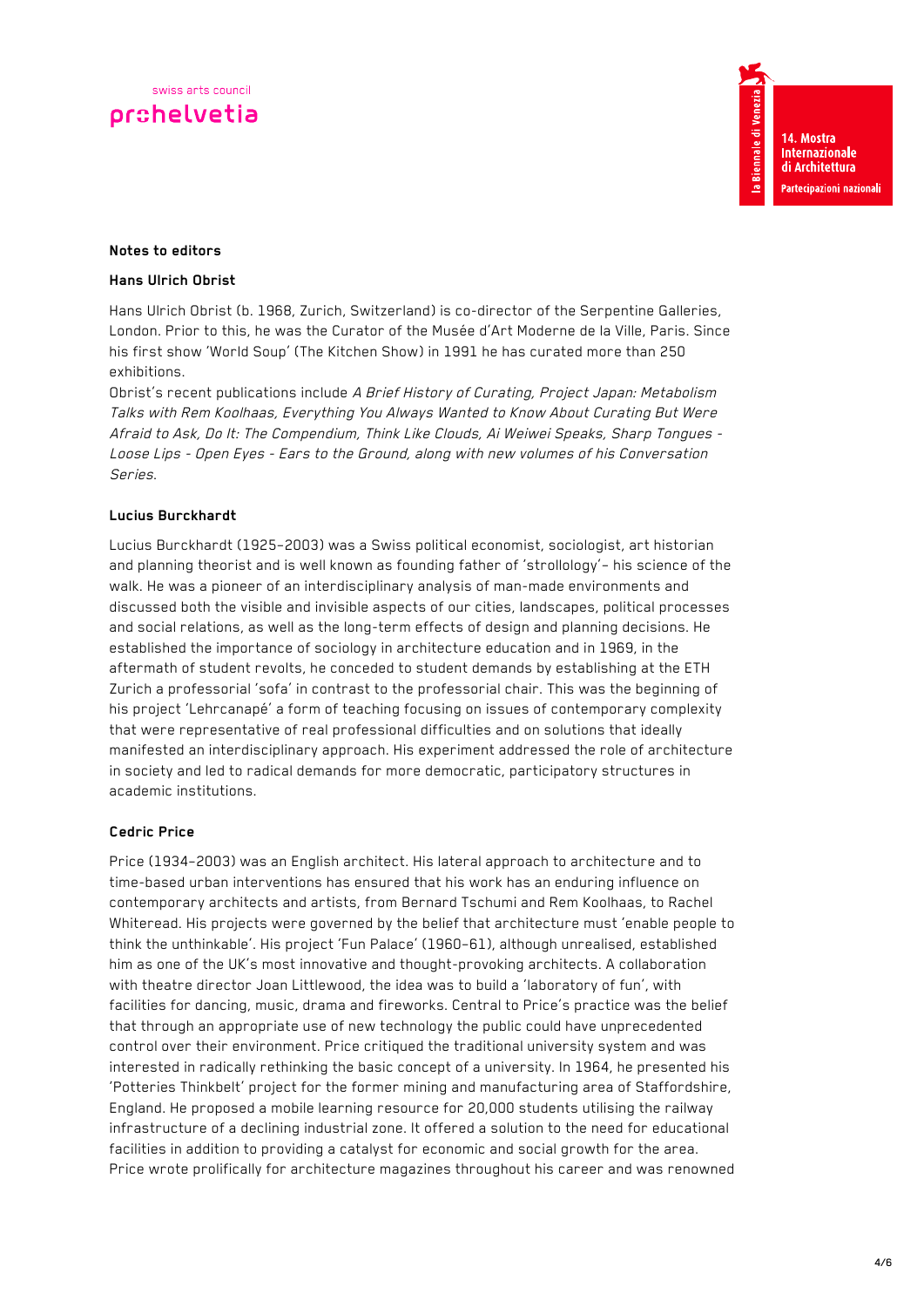**Notes to editors**

**Hans Ulrich Obrist**

Hans Ulrich Obrist (b. 1968, Zurich, Switzerland) is co-director of the Serpentine Galleries, London. Prior to this, he was the Curator of the Musée d'Art Moderne de la Ville, Paris. Since his first show 'World Soup' (The Kitchen Show) in 1991 he has curated more than 250 exhibitions.
Obrist's recent publications include *A Brief History of Curating, Project Japan: Metabolism Talks with Rem Koolhaas, Everything You Always Wanted to Know About Curating But Were Afraid to Ask, Do It: The Compendium, Think Like Clouds, Ai Weiwei Speaks, Sharp Tongues - Loose Lips - Open Eyes - Ears to the Ground, along with new volumes of his Conversation Series.*

**Lucius Burckhardt**

Lucius Burckhardt (1925–2003) was a Swiss political economist, sociologist, art historian and planning theorist and is well known as founding father of 'strollology'– his science of the walk. He was a pioneer of an interdisciplinary analysis of man-made environments and discussed both the visible and invisible aspects of our cities, landscapes, political processes and social relations, as well as the long-term effects of design and planning decisions. He established the importance of sociology in architecture education and in 1969, in the aftermath of student revolts, he conceded to student demands by establishing at the ETH Zurich a professorial 'sofa' in contrast to the professorial chair. This was the beginning of his project 'Lehrcanapé' a form of teaching focusing on issues of contemporary complexity that were representative of real professional difficulties and on solutions that ideally manifested an interdisciplinary approach. His experiment addressed the role of architecture in society and led to radical demands for more democratic, participatory structures in academic institutions.

**Cedric Price**

Price (1934–2003) was an English architect. His lateral approach to architecture and to time-based urban interventions has ensured that his work has an enduring influence on contemporary architects and artists, from Bernard Tschumi and Rem Koolhaas, to Rachel Whiteread. His projects were governed by the belief that architecture must 'enable people to think the unthinkable'. His project 'Fun Palace' (1960–61), although unrealised, established him as one of the UK's most innovative and thought-provoking architects. A collaboration with theatre director Joan Littlewood, the idea was to build a 'laboratory of fun', with facilities for dancing, music, drama and fireworks. Central to Price's practice was the belief that through an appropriate use of new technology the public could have unprecedented control over their environment. Price critiqued the traditional university system and was interested in radically rethinking the basic concept of a university. In 1964, he presented his 'Potteries Thinkbelt' project for the former mining and manufacturing area of Staffordshire, England. He proposed a mobile learning resource for 20,000 students utilising the railway infrastructure of a declining industrial zone. It offered a solution to the need for educational facilities in addition to providing a catalyst for economic and social growth for the area. Price wrote prolifically for architecture magazines throughout his career and was renowned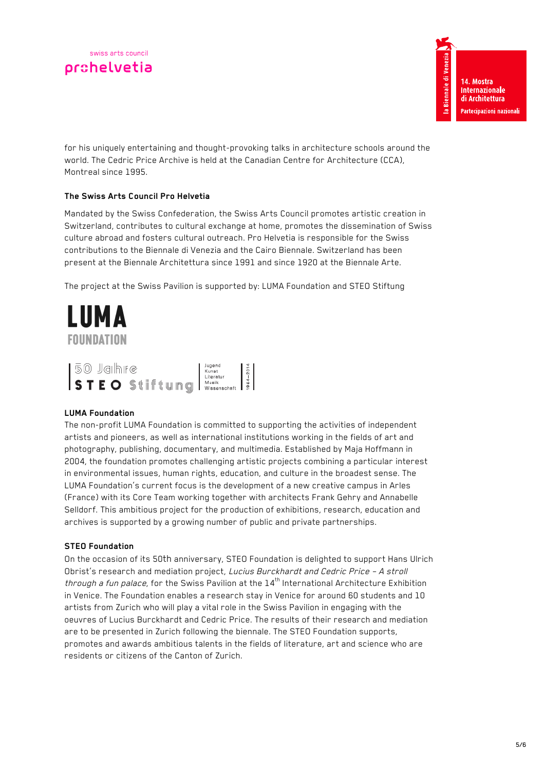for his uniquely entertaining and thought-provoking talks in architecture schools around the world. The Cedric Price Archive is held at the Canadian Centre for Architecture (CCA), Montreal since 1995.

**The Swiss Arts Council Pro Helvetia**

Mandated by the Swiss Confederation, the Swiss Arts Council promotes artistic creation in Switzerland, contributes to cultural exchange at home, promotes the dissemination of Swiss culture abroad and fosters cultural outreach. Pro Helvetia is responsible for the Swiss contributions to the Biennale di Venezia and the Cairo Biennale. Switzerland has been present at the Biennale Architettura since 1991 and since 1920 at the Biennale Arte.

The project at the Swiss Pavilion is supported by: LUMA Foundation and STEO Stiftung

**LUMA Foundation**

The non-profit LUMA Foundation is committed to supporting the activities of independent artists and pioneers, as well as international institutions working in the fields of art and photography, publishing, documentary, and multimedia. Established by Maja Hoffmann in 2004, the foundation promotes challenging artistic projects combining a particular interest in environmental issues, human rights, education, and culture in the broadest sense. The LUMA Foundation's current focus is the development of a new creative campus in Arles (France) with its Core Team working together with architects Frank Gehry and Annabelle Selldorf. This ambitious project for the production of exhibitions, research, education and archives is supported by a growing number of public and private partnerships.

**STEO Foundation**

On the occasion of its 50th anniversary, STEO Foundation is delighted to support Hans Ulrich Obrist's research and mediation project, *Lucius Burckhardt and Cedric Price – A stroll through a fun palace*, for the Swiss Pavilion at the 14th International Architecture Exhibition in Venice. The Foundation enables a research stay in Venice for around 60 students and 10 artists from Zurich who will play a vital role in the Swiss Pavilion in engaging with the oeuvres of Lucius Burckhardt and Cedric Price. The results of their research and mediation are to be presented in Zurich following the biennale. The STEO Foundation supports, promotes and awards ambitious talents in the fields of literature, art and science who are residents or citizens of the Canton of Zurich.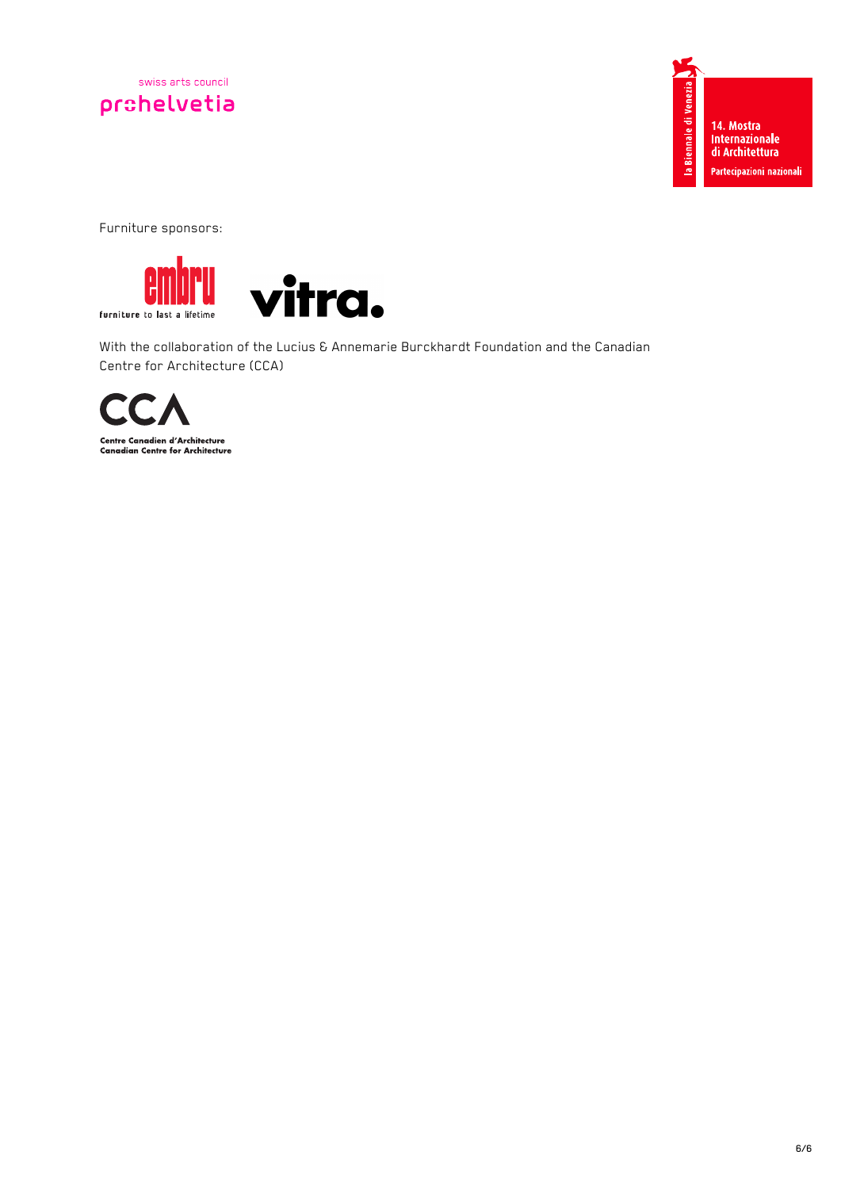Furniture sponsors:

With the collaboration of the Lucius & Annemarie Burckhardt Foundation and the Canadian Centre for Architecture (CCA)